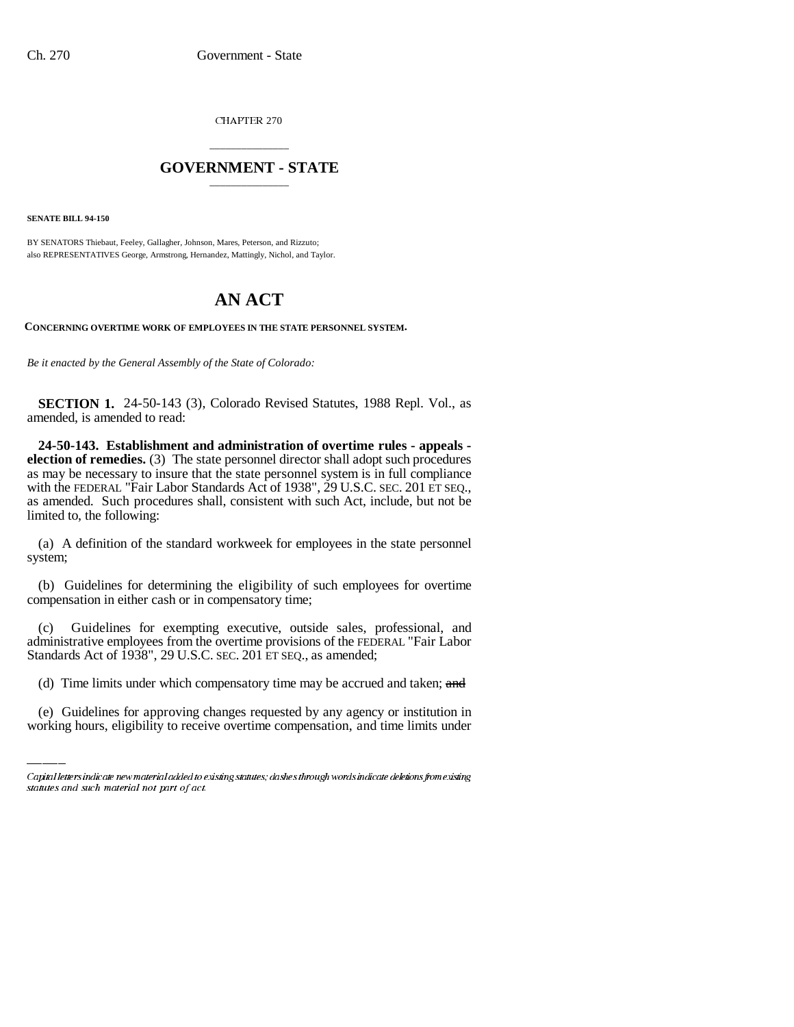CHAPTER 270

# GOVERNMENT - STATE

**SENATE BILL 94-150**

BY SENATORS Thiebaut, Feeley, Gallagher, Johnson, Mares, Peterson, and Rizzuto;
also REPRESENTATIVES George, Armstrong, Hernandez, Mattingly, Nichol, and Taylor.

# AN ACT

**CONCERNING OVERTIME WORK OF EMPLOYEES IN THE STATE PERSONNEL SYSTEM.**

*Be it enacted by the General Assembly of the State of Colorado:*

**SECTION 1.** 24-50-143 (3), Colorado Revised Statutes, 1988 Repl. Vol., as amended, is amended to read:

**24-50-143. Establishment and administration of overtime rules - appeals - election of remedies.** (3) The state personnel director shall adopt such procedures as may be necessary to insure that the state personnel system is in full compliance with the FEDERAL "Fair Labor Standards Act of 1938", 29 U.S.C. SEC. 201 ET SEQ., as amended. Such procedures shall, consistent with such Act, include, but not be limited to, the following:

(a) A definition of the standard workweek for employees in the state personnel system;

(b) Guidelines for determining the eligibility of such employees for overtime compensation in either cash or in compensatory time;

(c) Guidelines for exempting executive, outside sales, professional, and administrative employees from the overtime provisions of the FEDERAL "Fair Labor Standards Act of 1938", 29 U.S.C. SEC. 201 ET SEQ., as amended;

(d) Time limits under which compensatory time may be accrued and taken; ~~and~~

(e) Guidelines for approving changes requested by any agency or institution in working hours, eligibility to receive overtime compensation, and time limits under

Capital letters indicate new material added to existing statutes; dashes through words indicate deletions from existing statutes and such material not part of act.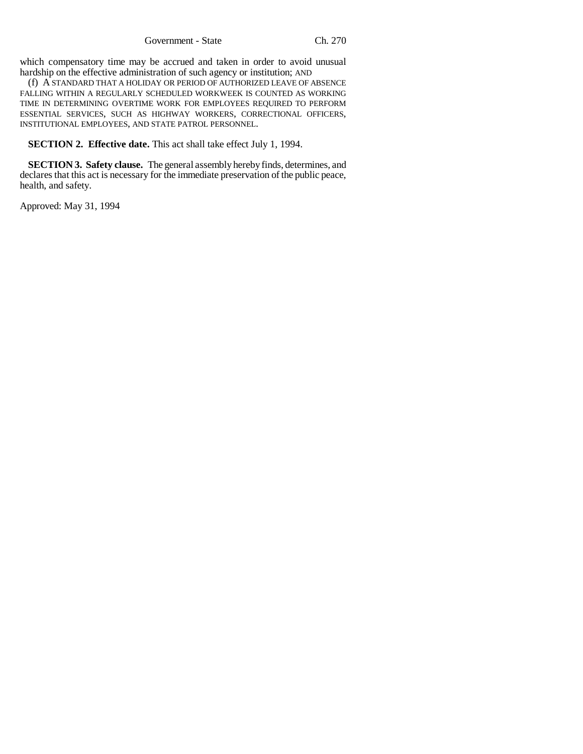which compensatory time may be accrued and taken in order to avoid unusual hardship on the effective administration of such agency or institution; AND

(f) A STANDARD THAT A HOLIDAY OR PERIOD OF AUTHORIZED LEAVE OF ABSENCE FALLING WITHIN A REGULARLY SCHEDULED WORKWEEK IS COUNTED AS WORKING TIME IN DETERMINING OVERTIME WORK FOR EMPLOYEES REQUIRED TO PERFORM ESSENTIAL SERVICES, SUCH AS HIGHWAY WORKERS, CORRECTIONAL OFFICERS, INSTITUTIONAL EMPLOYEES, AND STATE PATROL PERSONNEL.

**SECTION 2. Effective date.** This act shall take effect July 1, 1994.

**SECTION 3. Safety clause.** The general assembly hereby finds, determines, and declares that this act is necessary for the immediate preservation of the public peace, health, and safety.

Approved: May 31, 1994